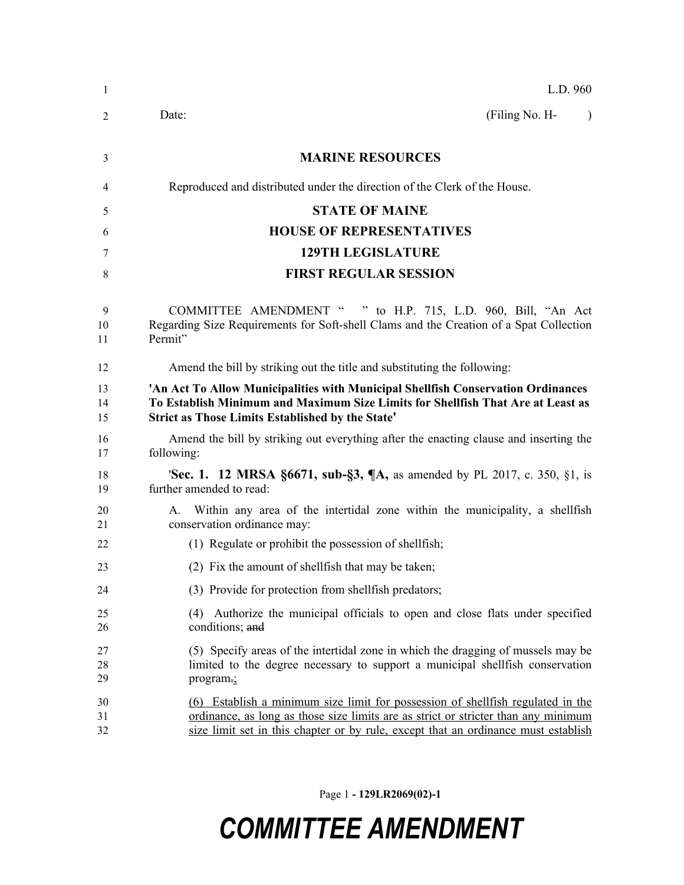L.D. 960

Date: (Filing No. H- )

**MARINE RESOURCES**

Reproduced and distributed under the direction of the Clerk of the House.

**STATE OF MAINE**

**HOUSE OF REPRESENTATIVES**

**129TH LEGISLATURE**

**FIRST REGULAR SESSION**

COMMITTEE AMENDMENT " " to H.P. 715, L.D. 960, Bill, "An Act Regarding Size Requirements for Soft-shell Clams and the Creation of a Spat Collection Permit"

Amend the bill by striking out the title and substituting the following:

**'An Act To Allow Municipalities with Municipal Shellfish Conservation Ordinances To Establish Minimum and Maximum Size Limits for Shellfish That Are at Least as Strict as Those Limits Established by the State'**

Amend the bill by striking out everything after the enacting clause and inserting the following:

'**Sec. 1. 12 MRSA §6671, sub-§3, ¶A,** as amended by PL 2017, c. 350, §1, is further amended to read:

A. Within any area of the intertidal zone within the municipality, a shellfish conservation ordinance may:

(1) Regulate or prohibit the possession of shellfish;

(2) Fix the amount of shellfish that may be taken;

(3) Provide for protection from shellfish predators;

(4) Authorize the municipal officials to open and close flats under specified conditions; ~~and~~

(5) Specify areas of the intertidal zone in which the dragging of mussels may be limited to the degree necessary to support a municipal shellfish conservation program~~.~~;

(6) Establish a minimum size limit for possession of shellfish regulated in the ordinance, as long as those size limits are as strict or stricter than any minimum size limit set in this chapter or by rule, except that an ordinance must establish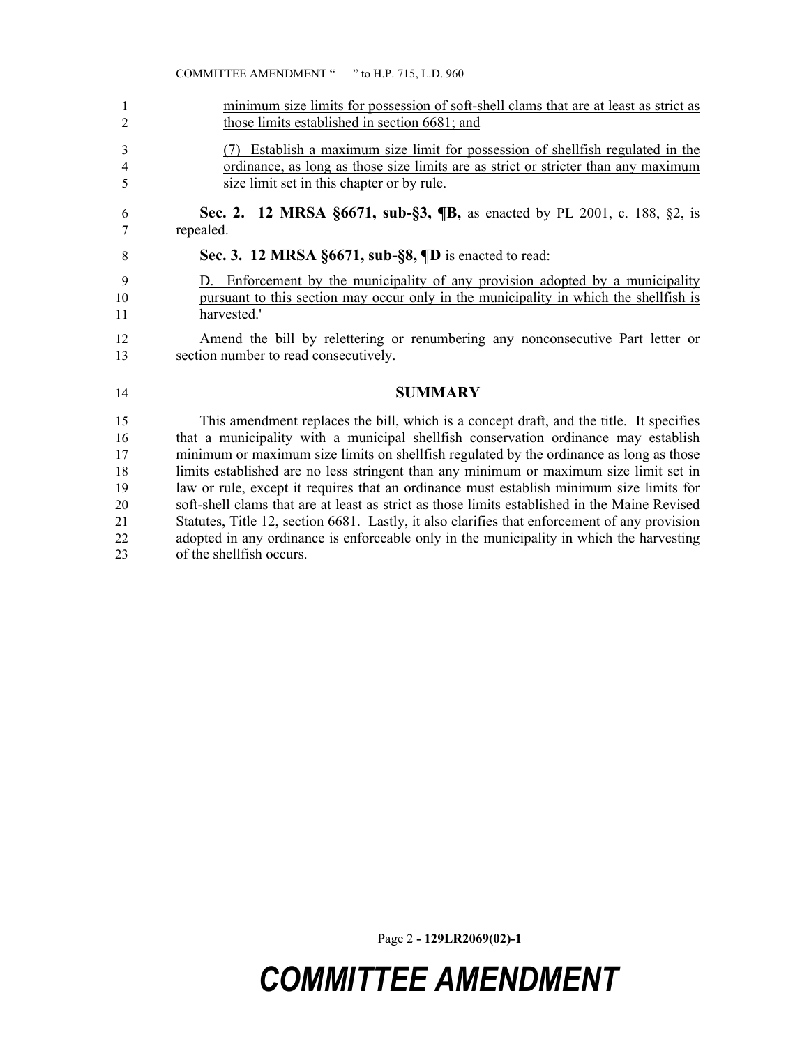minimum size limits for possession of soft-shell clams that are at least as strict as those limits established in section 6681; and

(7) Establish a maximum size limit for possession of shellfish regulated in the ordinance, as long as those size limits are as strict or stricter than any maximum size limit set in this chapter or by rule.

**Sec. 2. 12 MRSA §6671, sub-§3, ¶B,** as enacted by PL 2001, c. 188, §2, is repealed.

**Sec. 3. 12 MRSA §6671, sub-§8, ¶D** is enacted to read:

D. Enforcement by the municipality of any provision adopted by a municipality pursuant to this section may occur only in the municipality in which the shellfish is harvested.'

Amend the bill by relettering or renumbering any nonconsecutive Part letter or section number to read consecutively.

## SUMMARY

This amendment replaces the bill, which is a concept draft, and the title. It specifies that a municipality with a municipal shellfish conservation ordinance may establish minimum or maximum size limits on shellfish regulated by the ordinance as long as those limits established are no less stringent than any minimum or maximum size limit set in law or rule, except it requires that an ordinance must establish minimum size limits for soft-shell clams that are at least as strict as those limits established in the Maine Revised Statutes, Title 12, section 6681. Lastly, it also clarifies that enforcement of any provision adopted in any ordinance is enforceable only in the municipality in which the harvesting of the shellfish occurs.